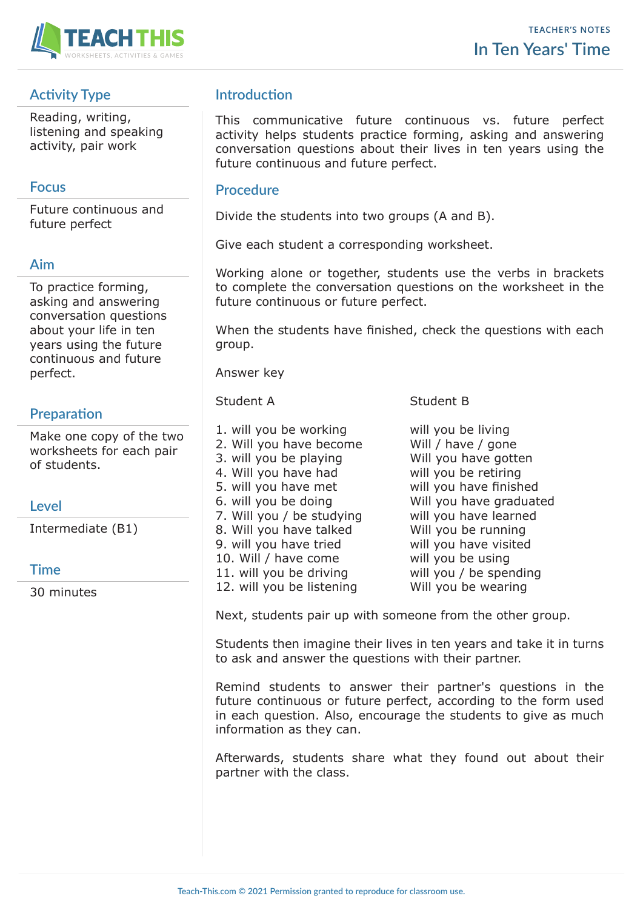TEACHER'S NOTES

# In Ten Years' Time

## Activity Type

Reading, writing, listening and speaking activity, pair work

## Focus

Future continuous and future perfect

## Aim

To practice forming, asking and answering conversation questions about your life in ten years using the future continuous and future perfect.

## Preparation

Make one copy of the two worksheets for each pair of students.

## Level

Intermediate (B1)

## Time

30 minutes

## Introduction

This communicative future continuous vs. future perfect activity helps students practice forming, asking and answering conversation questions about their lives in ten years using the future continuous and future perfect.

## Procedure

Divide the students into two groups (A and B).

Give each student a corresponding worksheet.

Working alone or together, students use the verbs in brackets to complete the conversation questions on the worksheet in the future continuous or future perfect.

When the students have finished, check the questions with each group.

Answer key

| | Student A | Student B |
|---|---|---|
| 1. | will you be working | will you be living |
| 2. | Will you have become | Will / have / gone |
| 3. | will you be playing | Will you have gotten |
| 4. | Will you have had | will you be retiring |
| 5. | will you have met | will you have finished |
| 6. | will you be doing | Will you have graduated |
| 7. | Will you / be studying | will you have learned |
| 8. | Will you have talked | Will you be running |
| 9. | will you have tried | will you have visited |
| 10. | Will / have come | will you be using |
| 11. | will you be driving | will you / be spending |
| 12. | will you be listening | Will you be wearing |

Next, students pair up with someone from the other group.

Students then imagine their lives in ten years and take it in turns to ask and answer the questions with their partner.

Remind students to answer their partner's questions in the future continuous or future perfect, according to the form used in each question. Also, encourage the students to give as much information as they can.

Afterwards, students share what they found out about their partner with the class.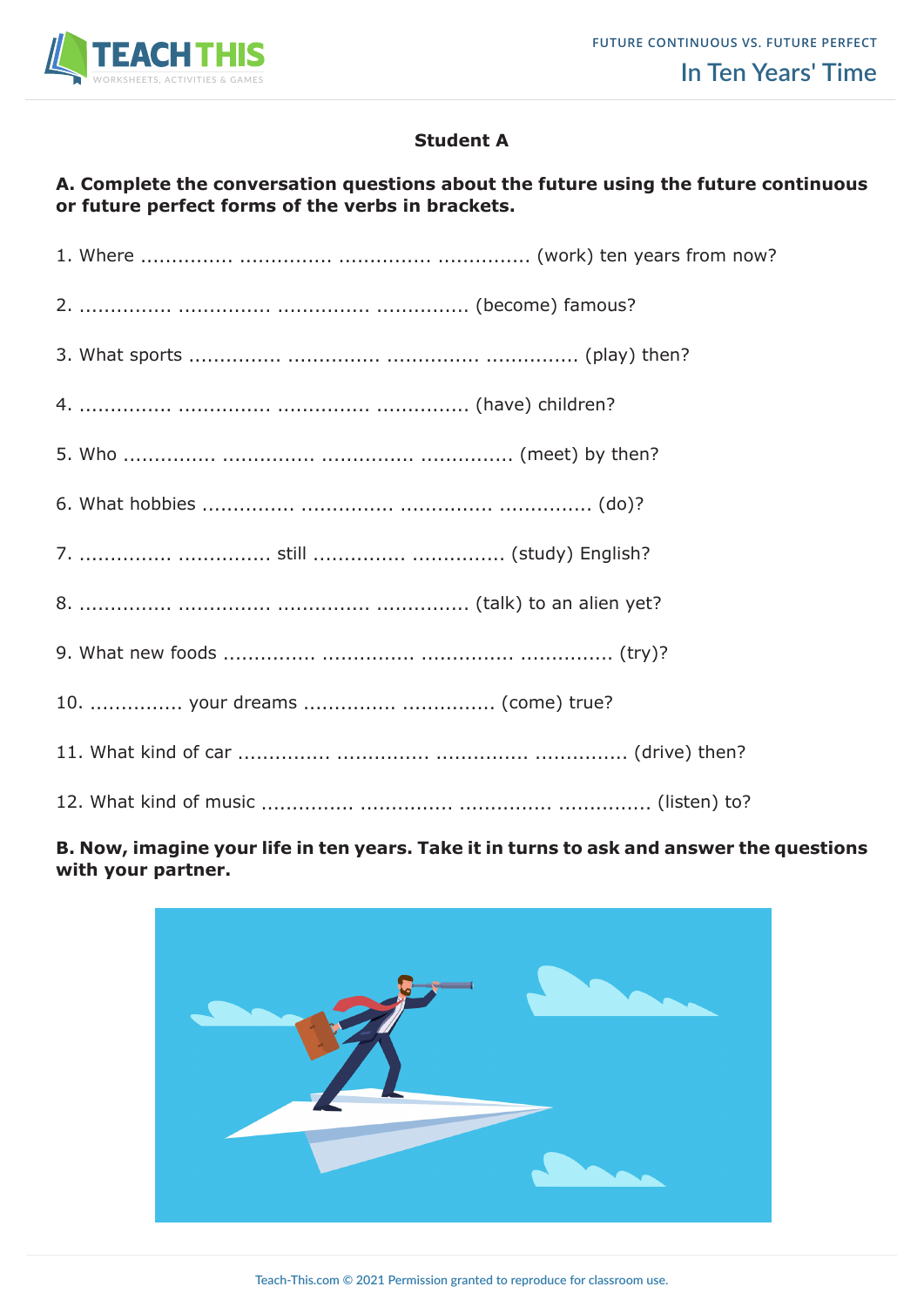Student A

**A. Complete the conversation questions about the future using the future continuous or future perfect forms of the verbs in brackets.**

1. Where ............... ............... ............... ............... (work) ten years from now?

2. ............... ............... ............... ............... (become) famous?

3. What sports ............... ............... ............... ............... (play) then?

4. ............... ............... ............... ............... (have) children?

5. Who ............... ............... ............... ............... (meet) by then?

6. What hobbies ............... ............... ............... ............... (do)?

7. ............... ............... still ............... ............... (study) English?

8. ............... ............... ............... ............... (talk) to an alien yet?

9. What new foods ............... ............... ............... ............... (try)?

10. ............... your dreams ............... ............... (come) true?

11. What kind of car ............... ............... ............... ............... (drive) then?

12. What kind of music ............... ............... ............... ............... (listen) to?

**B. Now, imagine your life in ten years. Take it in turns to ask and answer the questions with your partner.**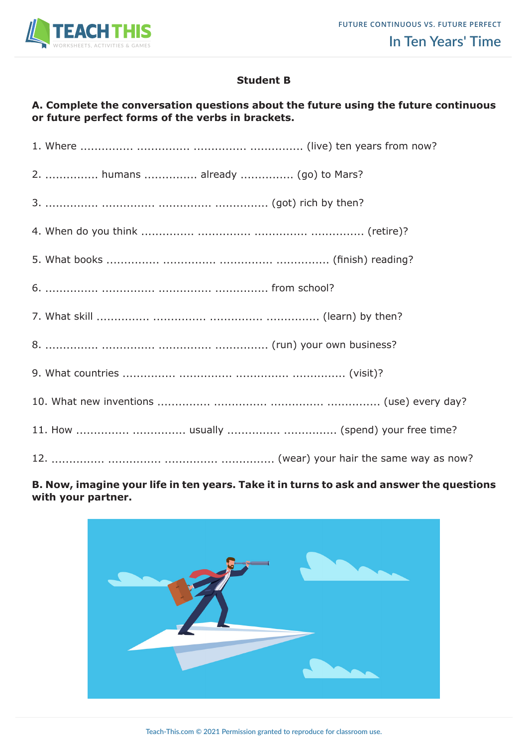**Student B**

**A. Complete the conversation questions about the future using the future continuous or future perfect forms of the verbs in brackets.**

1. Where ............... ............... ............... ............... (live) ten years from now?

2. ............... humans ............... already ............... (go) to Mars?

3. ............... ............... ............... ............... (got) rich by then?

4. When do you think ............... ............... ............... ............... (retire)?

5. What books ............... ............... ............... ............... (finish) reading?

6. ............... ............... ............... ............... from school?

7. What skill ............... ............... ............... ............... (learn) by then?

8. ............... ............... ............... ............... (run) your own business?

9. What countries ............... ............... ............... ............... (visit)?

10. What new inventions ............... ............... ............... ............... (use) every day?

11. How ............... ............... usually ............... ............... (spend) your free time?

12. ............... ............... ............... ............... (wear) your hair the same way as now?

**B. Now, imagine your life in ten years. Take it in turns to ask and answer the questions with your partner.**